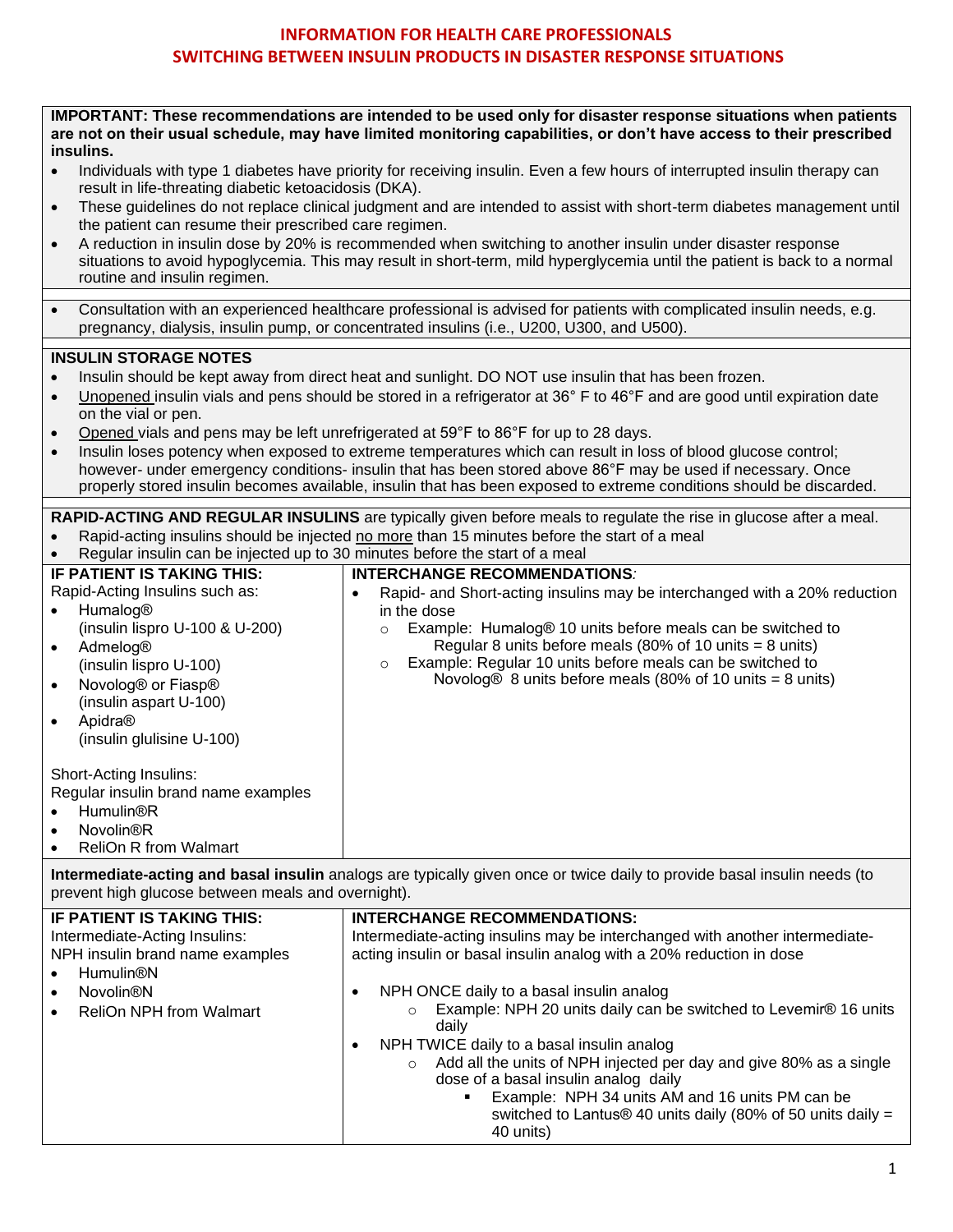# INFORMATION FOR HEALTH CARE PROFESSIONALS
# SWITCHING BETWEEN INSULIN PRODUCTS IN DISASTER RESPONSE SITUATIONS

**IMPORTANT: These recommendations are intended to be used only for disaster response situations when patients are not on their usual schedule, may have limited monitoring capabilities, or don't have access to their prescribed insulins.**

- Individuals with type 1 diabetes have priority for receiving insulin. Even a few hours of interrupted insulin therapy can result in life-threatening diabetic ketoacidosis (DKA).
- These guidelines do not replace clinical judgment and are intended to assist with short-term diabetes management until the patient can resume their prescribed care regimen.
- A reduction in insulin dose by 20% is recommended when switching to another insulin under disaster response situations to avoid hypoglycemia. This may result in short-term, mild hyperglycemia until the patient is back to a normal routine and insulin regimen.

- Consultation with an experienced healthcare professional is advised for patients with complicated insulin needs, e.g. pregnancy, dialysis, insulin pump, or concentrated insulins (i.e., U200, U300, and U500).

**INSULIN STORAGE NOTES**

- Insulin should be kept away from direct heat and sunlight. DO NOT use insulin that has been frozen.
- Unopened insulin vials and pens should be stored in a refrigerator at 36° F to 46°F and are good until expiration date on the vial or pen.
- Opened vials and pens may be left unrefrigerated at 59°F to 86°F for up to 28 days.
- Insulin loses potency when exposed to extreme temperatures which can result in loss of blood glucose control; however- under emergency conditions- insulin that has been stored above 86°F may be used if necessary. Once properly stored insulin becomes available, insulin that has been exposed to extreme conditions should be discarded.

**RAPID-ACTING AND REGULAR INSULINS** are typically given before meals to regulate the rise in glucose after a meal.

- Rapid-acting insulins should be injected no more than 15 minutes before the start of a meal
- Regular insulin can be injected up to 30 minutes before the start of a meal

| IF PATIENT IS TAKING THIS: | INTERCHANGE RECOMMENDATIONS: |
|---|---|
| Rapid-Acting Insulins such as:<br>• Humalog® (insulin lispro U-100 & U-200)<br>• Admelog® (insulin lispro U-100)<br>• Novolog® or Fiasp® (insulin aspart U-100)<br>• Apidra® (insulin glulisine U-100)<br><br>Short-Acting Insulins:<br>Regular insulin brand name examples<br>• Humulin®R<br>• Novolin®R<br>• ReliOn R from Walmart | • Rapid- and Short-acting insulins may be interchanged with a 20% reduction in the dose<br>  ○ Example: Humalog® 10 units before meals can be switched to Regular 8 units before meals (80% of 10 units = 8 units)<br>  ○ Example: Regular 10 units before meals can be switched to Novolog® 8 units before meals (80% of 10 units = 8 units) |

**Intermediate-acting and basal insulin** analogs are typically given once or twice daily to provide basal insulin needs (to prevent high glucose between meals and overnight).

| IF PATIENT IS TAKING THIS: | INTERCHANGE RECOMMENDATIONS: |
|---|---|
| Intermediate-Acting Insulins:<br>NPH insulin brand name examples<br>• Humulin®N<br>• Novolin®N<br>• ReliOn NPH from Walmart | Intermediate-acting insulins may be interchanged with another intermediate-acting insulin or basal insulin analog with a 20% reduction in dose<br><br>• NPH ONCE daily to a basal insulin analog<br>  ○ Example: NPH 20 units daily can be switched to Levemir® 16 units daily<br>• NPH TWICE daily to a basal insulin analog<br>  ○ Add all the units of NPH injected per day and give 80% as a single dose of a basal insulin analog daily<br>    ▪ Example: NPH 34 units AM and 16 units PM can be switched to Lantus® 40 units daily (80% of 50 units daily = 40 units) |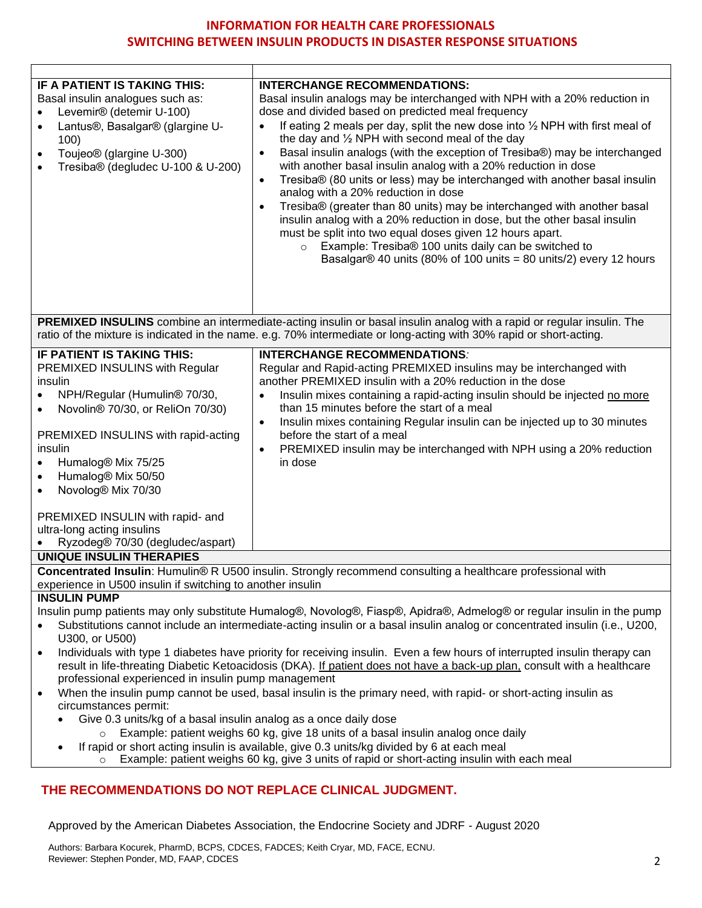# INFORMATION FOR HEALTH CARE PROFESSIONALS
# SWITCHING BETWEEN INSULIN PRODUCTS IN DISASTER RESPONSE SITUATIONS

| | |
|---|---|
| **IF A PATIENT IS TAKING THIS:**<br>Basal insulin analogues such as:<br>• Levemir® (detemir U-100)<br>• Lantus®, Basalgar® (glargine U-100)<br>• Toujeo® (glargine U-300)<br>• Tresiba® (degludec U-100 & U-200) | **INTERCHANGE RECOMMENDATIONS:**<br>Basal insulin analogs may be interchanged with NPH with a 20% reduction in dose and divided based on predicted meal frequency<br>• If eating 2 meals per day, split the new dose into ½ NPH with first meal of the day and ½ NPH with second meal of the day<br>• Basal insulin analogs (with the exception of Tresiba®) may be interchanged with another basal insulin analog with a 20% reduction in dose<br>• Tresiba® (80 units or less) may be interchanged with another basal insulin analog with a 20% reduction in dose<br>• Tresiba® (greater than 80 units) may be interchanged with another basal insulin analog with a 20% reduction in dose, but the other basal insulin must be split into two equal doses given 12 hours apart.<br>  ○ Example: Tresiba® 100 units daily can be switched to Basalgar® 40 units (80% of 100 units = 80 units/2) every 12 hours |
| **PREMIXED INSULINS** combine an intermediate-acting insulin or basal insulin analog with a rapid or regular insulin. The ratio of the mixture is indicated in the name. e.g. 70% intermediate or long-acting with 30% rapid or short-acting. | |
| **IF PATIENT IS TAKING THIS:**<br>PREMIXED INSULINS with Regular insulin<br>• NPH/Regular (Humulin® 70/30,<br>• Novolin® 70/30, or ReliOn 70/30)<br><br>PREMIXED INSULINS with rapid-acting insulin<br>• Humalog® Mix 75/25<br>• Humalog® Mix 50/50<br>• Novolog® Mix 70/30<br><br>PREMIXED INSULIN with rapid- and ultra-long acting insulins<br>• Ryzodeg® 70/30 (degludec/aspart) | **INTERCHANGE RECOMMENDATIONS***:*<br>Regular and Rapid-acting PREMIXED insulins may be interchanged with another PREMIXED insulin with a 20% reduction in the dose<br>• Insulin mixes containing a rapid-acting insulin should be injected no more than 15 minutes before the start of a meal<br>• Insulin mixes containing Regular insulin can be injected up to 30 minutes before the start of a meal<br>• PREMIXED insulin may be interchanged with NPH using a 20% reduction in dose |
| **UNIQUE INSULIN THERAPIES** | |
| **Concentrated Insulin**: Humulin® R U500 insulin. Strongly recommend consulting a healthcare professional with experience in U500 insulin if switching to another insulin | |
| **INSULIN PUMP**<br>Insulin pump patients may only substitute Humalog®, Novolog®, Fiasp®, Apidra®, Admelog® or regular insulin in the pump<br>• Substitutions cannot include an intermediate-acting insulin or a basal insulin analog or concentrated insulin (i.e., U200, U300, or U500)<br>• Individuals with type 1 diabetes have priority for receiving insulin. Even a few hours of interrupted insulin therapy can result in life-threatening Diabetic Ketoacidosis (DKA). If patient does not have a back-up plan, consult with a healthcare professional experienced in insulin pump management<br>• When the insulin pump cannot be used, basal insulin is the primary need, with rapid- or short-acting insulin as circumstances permit:<br>  • Give 0.3 units/kg of a basal insulin analog as a once daily dose<br>    ○ Example: patient weighs 60 kg, give 18 units of a basal insulin analog once daily<br>  • If rapid or short acting insulin is available, give 0.3 units/kg divided by 6 at each meal<br>    ○ Example: patient weighs 60 kg, give 3 units of rapid or short-acting insulin with each meal | |

**THE RECOMMENDATIONS DO NOT REPLACE CLINICAL JUDGMENT.**

Approved by the American Diabetes Association, the Endocrine Society and JDRF - August 2020

Authors: Barbara Kocurek, PharmD, BCPS, CDCES, FADCES; Keith Cryar, MD, FACE, ECNU.
Reviewer: Stephen Ponder, MD, FAAP, CDCES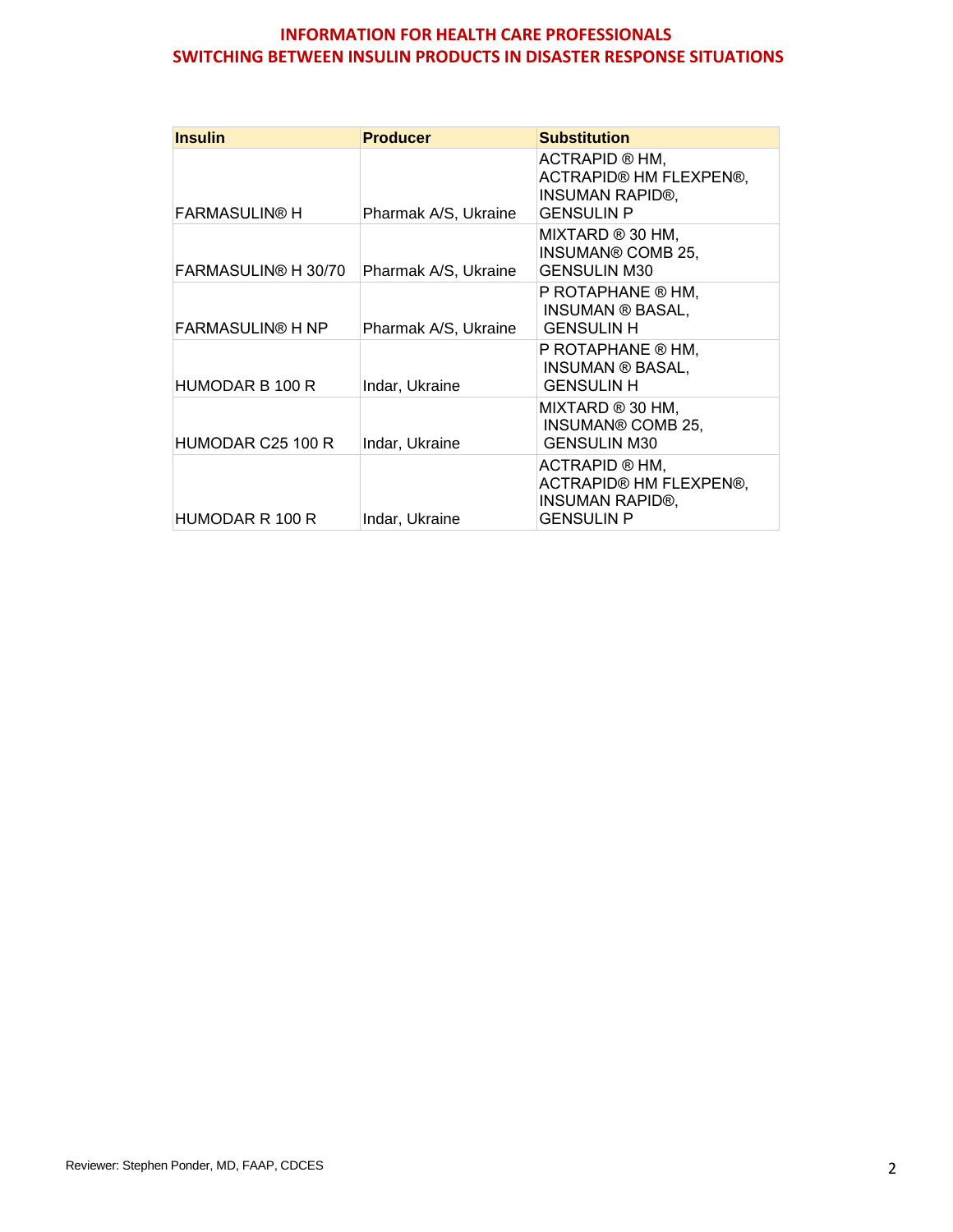| Insulin | Producer | Substitution |
|---|---|---|
| FARMASULIN® H | Pharmak A/S, Ukraine | ACTRAPID ® HM, ACTRAPID® HM FLEXPEN®, INSUMAN RAPID®, GENSULIN P |
| FARMASULIN® H 30/70 | Pharmak A/S, Ukraine | MIXTARD ® 30 HM, INSUMAN® COMB 25, GENSULIN M30 |
| FARMASULIN® H NP | Pharmak A/S, Ukraine | P ROTAPHANE ® HM, INSUMAN ® BASAL, GENSULIN H |
| HUMODAR B 100 R | Indar, Ukraine | P ROTAPHANE ® HM, INSUMAN ® BASAL, GENSULIN H |
| HUMODAR C25 100 R | Indar, Ukraine | MIXTARD ® 30 HM, INSUMAN® COMB 25, GENSULIN M30 |
| HUMODAR R 100 R | Indar, Ukraine | ACTRAPID ® HM, ACTRAPID® HM FLEXPEN®, INSUMAN RAPID®, GENSULIN P |